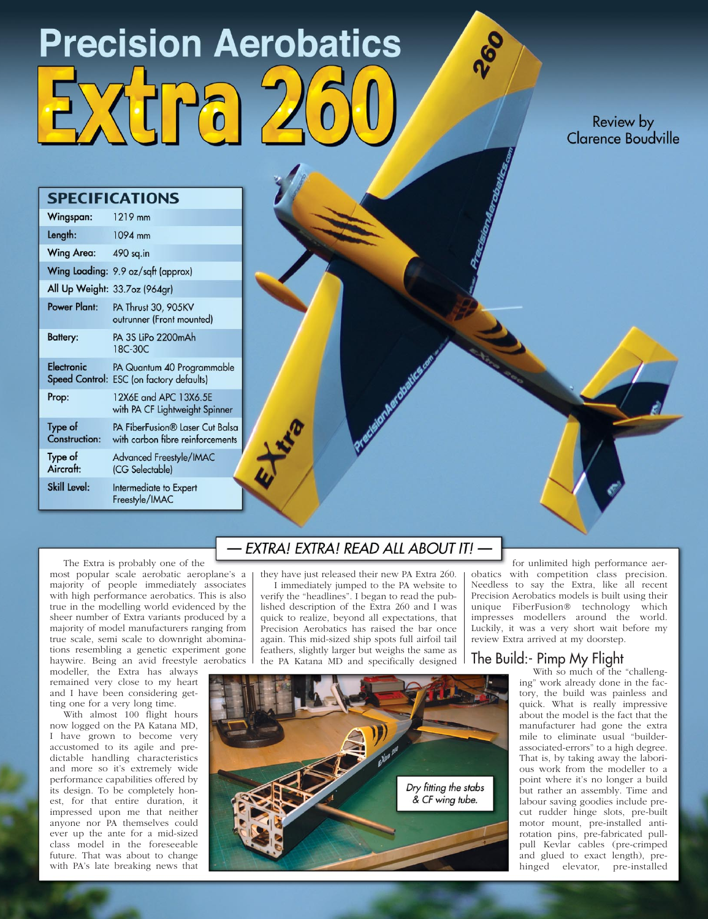# Precision Aerobatics Extra 260

Review by Clarence Boudville

## SPECIFICATIONS

| | |
|---|---|
| Wingspan: | 1219 mm |
| Length: | 1094 mm |
| Wing Area: | 490 sq.in |
| Wing Loading: | 9.9 oz/sqft (approx) |
| All Up Weight: | 33.7oz (964gr) |
| Power Plant: | PA Thrust 30, 905KV outrunner (Front mounted) |
| Battery: | PA 3S LiPo 2200mAh 18C-30C |
| Electronic Speed Control: | PA Quantum 40 Programmable ESC (on factory defaults) |
| Prop: | 12X6E and APC 13X6.5E with PA CF Lightweight Spinner |
| Type of Construction: | PA FiberFusion® Laser Cut Balsa with carbon fibre reinforcements |
| Type of Aircraft: | Advanced Freestyle/IMAC (CG Selectable) |
| Skill Level: | Intermediate to Expert Freestyle/IMAC |

## — EXTRA! EXTRA! READ ALL ABOUT IT! —

The Extra is probably one of the most popular scale aerobatic aeroplane's a majority of people immediately associates with high performance aerobatics. This is also true in the modelling world evidenced by the sheer number of Extra variants produced by a majority of model manufacturers ranging from true scale, semi scale to downright abominations resembling a genetic experiment gone haywire. Being an avid freestyle aerobatics modeller, the Extra has always remained very close to my heart and I have been considering getting one for a very long time.

With almost 100 flight hours now logged on the PA Katana MD, I have grown to become very accustomed to its agile and predictable handling characteristics and more so it's extremely wide performance capabilities offered by its design. To be completely honest, for that entire duration, it impressed upon me that neither anyone nor PA themselves could ever up the ante for a mid-sized class model in the foreseeable future. That was about to change with PA's late breaking news that they have just released their new PA Extra 260.

I immediately jumped to the PA website to verify the "headlines". I began to read the published description of the Extra 260 and I was quick to realize, beyond all expectations, that Precision Aerobatics has raised the bar once again. This mid-sized ship spots full airfoil tail feathers, slightly larger but weighs the same as the PA Katana MD and specifically designed for unlimited high performance aerobatics with competition class precision. Needless to say the Extra, like all recent Precision Aerobatics models is built using their unique FiberFusion® technology which impresses modellers around the world. Luckily, it was a very short wait before my review Extra arrived at my doorstep.

Dry fitting the stabs & CF wing tube.

## The Build:- Pimp My Flight

With so much of the "challenging" work already done in the factory, the build was painless and quick. What is really impressive about the model is the fact that the manufacturer had gone the extra mile to eliminate usual "builder-associated-errors" to a high degree. That is, by taking away the laborious work from the modeller to a point where it's no longer a build but rather an assembly. Time and labour saving goodies include pre-cut rudder hinge slots, pre-built motor mount, pre-installed anti-rotation pins, pre-fabricated pull-pull Kevlar cables (pre-crimped and glued to exact length), pre-hinged elevator, pre-installed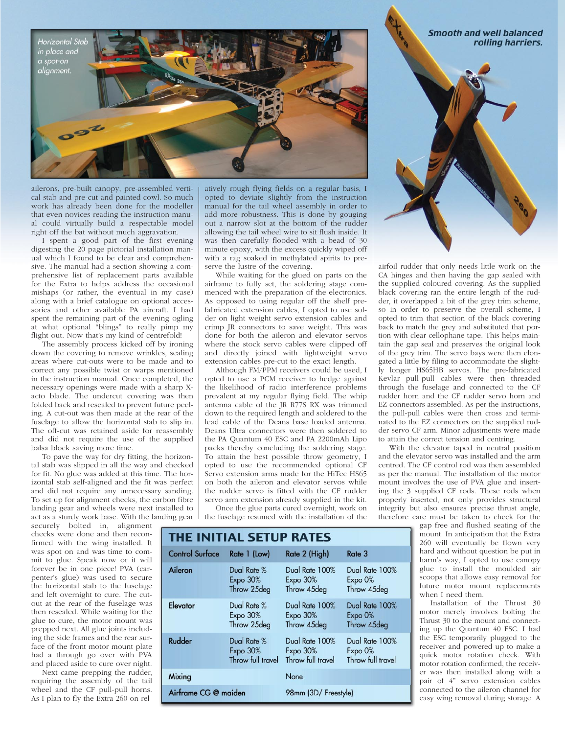Horizontal Stab in place and a spot-on alignment.

Smooth and well balanced rolling harriers.

ailerons, pre-built canopy, pre-assembled vertical stab and pre-cut and painted cowl. So much work has already been done for the modeller that even novices reading the instruction manual could virtually build a respectable model right off the bat without much aggravation.

I spent a good part of the first evening digesting the 20 page pictorial installation manual which I found to be clear and comprehensive. The manual had a section showing a comprehensive list of replacement parts available for the Extra to helps address the occasional mishaps (or rather, the eventual in my case) along with a brief catalogue on optional accessories and other available PA aircraft. I had spent the remaining part of the evening ogling at what optional "blings" to really pimp my flight out. Now that's my kind of centrefold!

The assembly process kicked off by ironing down the covering to remove wrinkles, sealing areas where cut-outs were to be made and to correct any possible twist or warps mentioned in the instruction manual. Once completed, the necessary openings were made with a sharp X-acto blade. The undercut covering was then folded back and resealed to prevent future peeling. A cut-out was then made at the rear of the fuselage to allow the horizontal stab to slip in. The off-cut was retained aside for reassembly and did not require the use of the supplied balsa block saving more time.

To pave the way for dry fitting, the horizontal stab was slipped in all the way and checked for fit. No glue was added at this time. The horizontal stab self-aligned and the fit was perfect and did not require any unnecessary sanding. To set up for alignment checks, the carbon fibre landing gear and wheels were next installed to act as a sturdy work base. With the landing gear securely bolted in, alignment checks were done and then reconfirmed with the wing installed. It was spot on and was time to commit to glue. Speak now or it will forever be in one piece! PVA (carpenter's glue) was used to secure the horizontal stab to the fuselage and left overnight to cure. The cut-out at the rear of the fuselage was then resealed. While waiting for the glue to cure, the motor mount was prepped next. All glue joints including the side frames and the rear surface of the front motor mount plate had a through go over with PVA and placed aside to cure over night.

Next came prepping the rudder, requiring the assembly of the tail wheel and the CF pull-pull horns. As I plan to fly the Extra 260 on relatively rough flying fields on a regular basis, I opted to deviate slightly from the instruction manual for the tail wheel assembly in order to add more robustness. This is done by gouging out a narrow slot at the bottom of the rudder allowing the tail wheel wire to sit flush inside. It was then carefully flooded with a bead of 30 minute epoxy, with the excess quickly wiped off with a rag soaked in methylated spirits to preserve the lustre of the covering.

While waiting for the glued on parts on the airframe to fully set, the soldering stage commenced with the preparation of the electronics. As opposed to using regular off the shelf prefabricated extension cables, I opted to use solder on light weight servo extension cables and crimp JR connectors to save weight. This was done for both the aileron and elevator servos where the stock servo cables were clipped off and directly joined with lightweight servo extension cables pre-cut to the exact length.

Although FM/PPM receivers could be used, I opted to use a PCM receiver to hedge against the likelihood of radio interference problems prevalent at my regular flying field. The whip antenna cable of the JR R77S RX was trimmed down to the required length and soldered to the lead cable of the Deans base loaded antenna. Deans Ultra connectors were then soldered to the PA Quantum 40 ESC and PA 2200mAh Lipo packs thereby concluding the soldering stage. To attain the best possible throw geometry, I opted to use the recommended optional CF Servo extension arms made for the HiTec HS65 on both the aileron and elevator servos while the rudder servo is fitted with the CF rudder servo arm extension already supplied in the kit.

Once the glue parts cured overnight, work on the fuselage resumed with the installation of the airfoil rudder that only needs little work on the CA hinges and then having the gap sealed with the supplied coloured covering. As the supplied black covering ran the entire length of the rudder, it overlapped a bit of the grey trim scheme, so in order to preserve the overall scheme, I opted to trim that section of the black covering back to match the grey and substituted that portion with clear cellophane tape. This helps maintain the gap seal and preserves the original look of the grey trim. The servo bays were then elongated a little by filing to accommodate the slightly longer HS65HB servos. The pre-fabricated Kevlar pull-pull cables were then threaded through the fuselage and connected to the CF rudder horn and the CF rudder servo horn and EZ connectors assembled. As per the instructions, the pull-pull cables were then cross and terminated to the EZ connectors on the supplied rudder servo CF arm. Minor adjustments were made to attain the correct tension and centring.

With the elevator taped in neutral position and the elevator servo was installed and the arm centred. The CF control rod was then assembled as per the manual. The installation of the motor mount involves the use of PVA glue and inserting the 3 supplied CF rods. These rods when properly inserted, not only provides structural integrity but also ensures precise thrust angle, therefore care must be taken to check for the gap free and flushed seating of the mount. In anticipation that the Extra 260 will eventually be flown very hard and without question be put in harm's way, I opted to use canopy glue to install the moulded air scoops that allows easy removal for future motor mount replacements when I need them.

Installation of the Thrust 30 motor merely involves bolting the Thrust 30 to the mount and connecting up the Quantum 40 ESC. I had the ESC temporarily plugged to the receiver and powered up to make a quick motor rotation check. With motor rotation confirmed, the receiver was then installed along with a pair of 4" servo extension cables connected to the aileron channel for easy wing removal during storage. A

## THE INITIAL SETUP RATES

| Control Surface | Rate 1 (Low) | Rate 2 (High) | Rate 3 |
|---|---|---|---|
| Aileron | Dual Rate % Expo 30% Throw 25deg | Dual Rate 100% Expo 30% Throw 45deg | Dual Rate 100% Expo 0% Throw 45deg |
| Elevator | Dual Rate % Expo 30% Throw 25deg | Dual Rate 100% Expo 30% Throw 45deg | Dual Rate 100% Expo 0% Throw 45deg |
| Rudder | Dual Rate % Expo 30% Throw full travel | Dual Rate 100% Expo 30% Throw full travel | Dual Rate 100% Expo 0% Throw full travel |
| Mixing | | None | |
| Airframe CG @ maiden | | 98mm (3D/ Freestyle) | |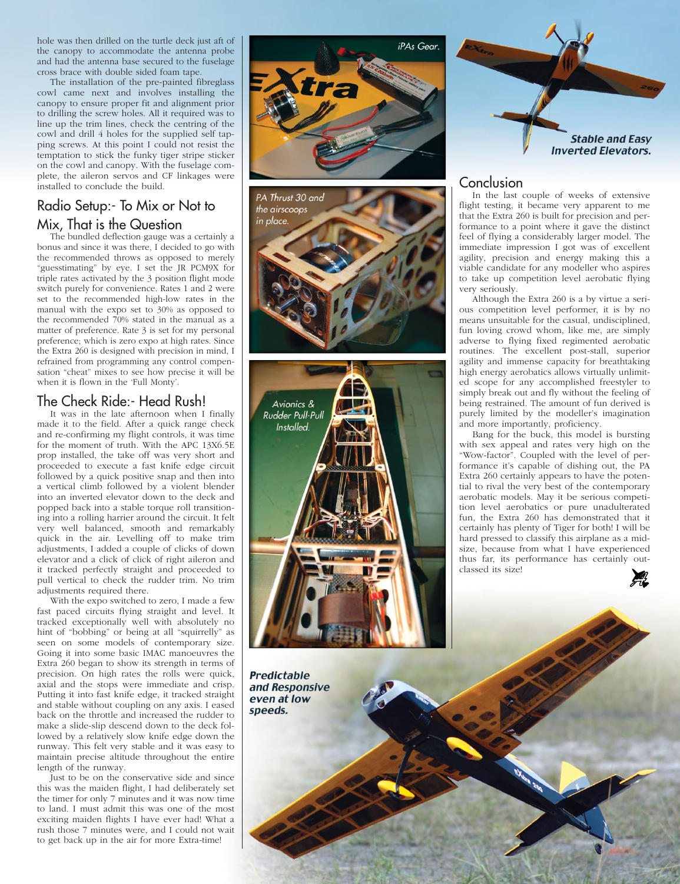hole was then drilled on the turtle deck just aft of the canopy to accommodate the antenna probe and had the antenna base secured to the fuselage cross brace with double sided foam tape.

The installation of the pre-painted fibreglass cowl came next and involves installing the canopy to ensure proper fit and alignment prior to drilling the screw holes. All it required was to line up the trim lines, check the centring of the cowl and drill 4 holes for the supplied self tapping screws. At this point I could not resist the temptation to stick the funky tiger stripe sticker on the cowl and canopy. With the fuselage complete, the aileron servos and CF linkages were installed to conclude the build.

## Radio Setup:- To Mix or Not to Mix, That is the Question

The bundled deflection gauge was a certainly a bonus and since it was there, I decided to go with the recommended throws as opposed to merely "guesstimating" by eye. I set the JR PCM9X for triple rates activated by the 3 position flight mode switch purely for convenience. Rates 1 and 2 were set to the recommended high-low rates in the manual with the expo set to 30% as opposed to the recommended 70% stated in the manual as a matter of preference. Rate 3 is set for my personal preference; which is zero expo at high rates. Since the Extra 260 is designed with precision in mind, I refrained from programming any control compensation "cheat" mixes to see how precise it will be when it is flown in the 'Full Monty'.

## The Check Ride:- Head Rush!

It was in the late afternoon when I finally made it to the field. After a quick range check and re-confirming my flight controls, it was time for the moment of truth. With the APC 13X6.5E prop installed, the take off was very short and proceeded to execute a fast knife edge circuit followed by a quick positive snap and then into a vertical climb followed by a violent blender into an inverted elevator down to the deck and popped back into a stable torque roll transitioning into a rolling harrier around the circuit. It felt very well balanced, smooth and remarkably quick in the air. Levelling off to make trim adjustments, I added a couple of clicks of down elevator and a click of click of right aileron and it tracked perfectly straight and proceeded to pull vertical to check the rudder trim. No trim adjustments required there.

With the expo switched to zero, I made a few fast paced circuits flying straight and level. It tracked exceptionally well with absolutely no hint of "bobbing" or being at all "squirrelly" as seen on some models of contemporary size. Going it into some basic IMAC manoeuvres the Extra 260 began to show its strength in terms of precision. On high rates the rolls were quick, axial and the stops were immediate and crisp. Putting it into fast knife edge, it tracked straight and stable without coupling on any axis. I eased back on the throttle and increased the rudder to make a slide-slip descend down to the deck followed by a relatively slow knife edge down the runway. This felt very stable and it was easy to maintain precise altitude throughout the entire length of the runway.

Just to be on the conservative side and since this was the maiden flight, I had deliberately set the timer for only 7 minutes and it was now time to land. I must admit this was one of the most exciting maiden flights I have ever had! What a rush those 7 minutes were, and I could not wait to get back up in the air for more Extra-time!

iPAs Gear.

PA Thrust 30 and the airscoops in place.

Avionics & Rudder Pull-Pull Installed.

**Predictable and Responsive even at low speeds.**

**Stable and Easy Inverted Elevators.**

## Conclusion

In the last couple of weeks of extensive flight testing, it became very apparent to me that the Extra 260 is built for precision and performance to a point where it gave the distinct feel of flying a considerably larger model. The immediate impression I got was of excellent agility, precision and energy making this a viable candidate for any modeller who aspires to take up competition level aerobatic flying very seriously.

Although the Extra 260 is a by virtue a serious competition level performer, it is by no means unsuitable for the casual, undisciplined, fun loving crowd whom, like me, are simply adverse to flying fixed regimented aerobatic routines. The excellent post-stall, superior agility and immense capacity for breathtaking high energy aerobatics allows virtually unlimited scope for any accomplished freestyler to simply break out and fly without the feeling of being restrained. The amount of fun derived is purely limited by the modeller's imagination and more importantly, proficiency.

Bang for the buck, this model is bursting with sex appeal and rates very high on the "Wow-factor". Coupled with the level of performance it's capable of dishing out, the PA Extra 260 certainly appears to have the potential to rival the very best of the contemporary aerobatic models. May it be serious competition level aerobatics or pure unadulterated fun, the Extra 260 has demonstrated that it certainly has plenty of Tiger for both! I will be hard pressed to classify this airplane as a mid-size, because from what I have experienced thus far, its performance has certainly outclassed its size!